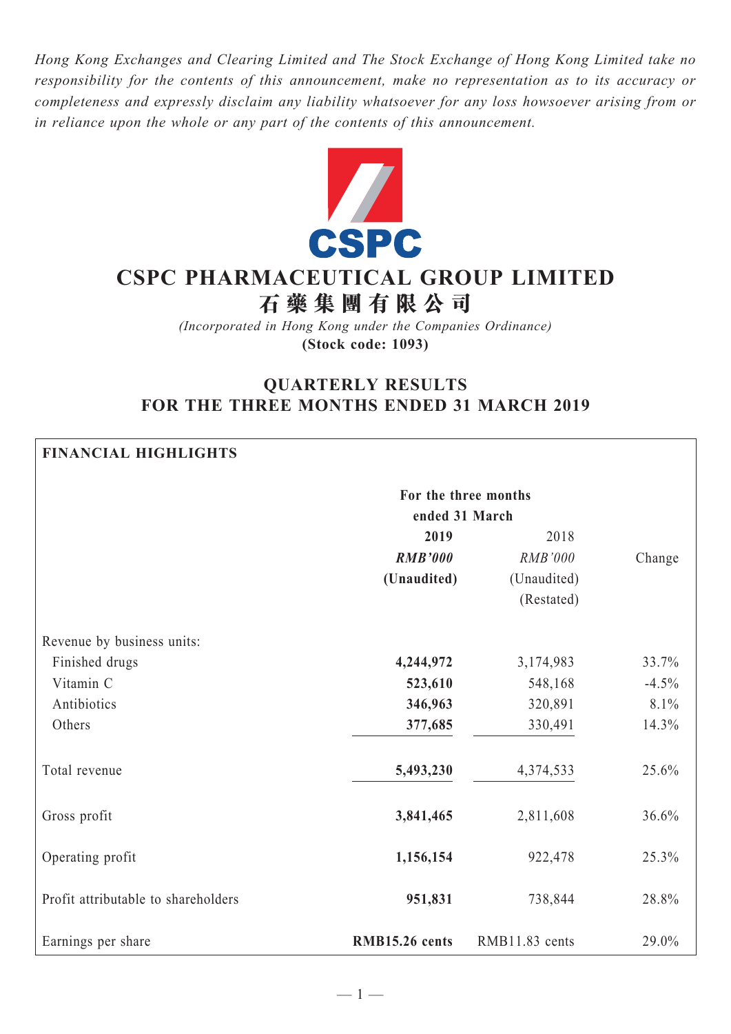*Hong Kong Exchanges and Clearing Limited and The Stock Exchange of Hong Kong Limited take no responsibility for the contents of this announcement, make no representation as to its accuracy or completeness and expressly disclaim any liability whatsoever for any loss howsoever arising from or in reliance upon the whole or any part of the contents of this announcement.*

# CSPC PHARMACEUTICAL GROUP LIMITED
# 石藥集團有限公司

*(Incorporated in Hong Kong under the Companies Ordinance)*

**(Stock code: 1093)**

## QUARTERLY RESULTS FOR THE THREE MONTHS ENDED 31 MARCH 2019

**FINANCIAL HIGHLIGHTS**

| | For the three months ended 31 March | | |
|---|---|---|---|
| | **2019** | 2018 | |
| | ***RMB'000*** | *RMB'000* | Change |
| | **(Unaudited)** | (Unaudited) | |
| | | (Restated) | |
| Revenue by business units: | | | |
| Finished drugs | **4,244,972** | 3,174,983 | 33.7% |
| Vitamin C | **523,610** | 548,168 | -4.5% |
| Antibiotics | **346,963** | 320,891 | 8.1% |
| Others | **377,685** | 330,491 | 14.3% |
| Total revenue | **5,493,230** | 4,374,533 | 25.6% |
| Gross profit | **3,841,465** | 2,811,608 | 36.6% |
| Operating profit | **1,156,154** | 922,478 | 25.3% |
| Profit attributable to shareholders | **951,831** | 738,844 | 28.8% |
| Earnings per share | **RMB15.26 cents** | RMB11.83 cents | 29.0% |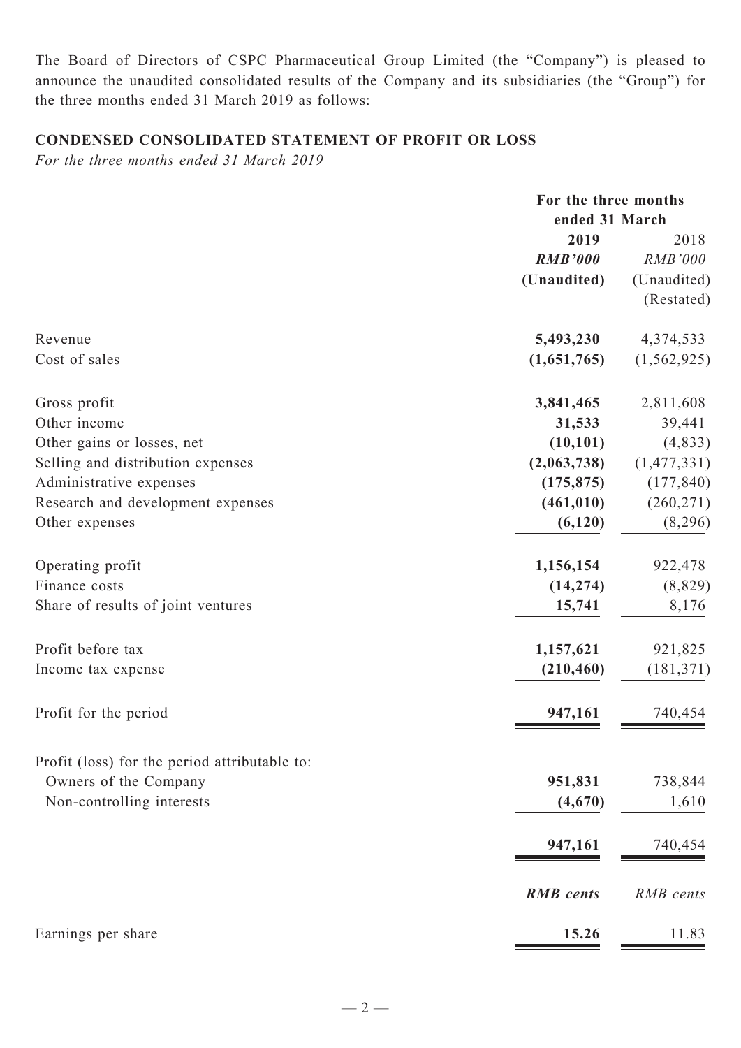The Board of Directors of CSPC Pharmaceutical Group Limited (the "Company") is pleased to announce the unaudited consolidated results of the Company and its subsidiaries (the "Group") for the three months ended 31 March 2019 as follows:

## CONDENSED CONSOLIDATED STATEMENT OF PROFIT OR LOSS

*For the three months ended 31 March 2019*

| | For the three months ended 31 March | |
|---|---|---|
| | **2019** | 2018 |
| | ***RMB'000*** | *RMB'000* |
| | **(Unaudited)** | (Unaudited) (Restated) |
| Revenue | **5,493,230** | 4,374,533 |
| Cost of sales | **(1,651,765)** | (1,562,925) |
| Gross profit | **3,841,465** | 2,811,608 |
| Other income | **31,533** | 39,441 |
| Other gains or losses, net | **(10,101)** | (4,833) |
| Selling and distribution expenses | **(2,063,738)** | (1,477,331) |
| Administrative expenses | **(175,875)** | (177,840) |
| Research and development expenses | **(461,010)** | (260,271) |
| Other expenses | **(6,120)** | (8,296) |
| Operating profit | **1,156,154** | 922,478 |
| Finance costs | **(14,274)** | (8,829) |
| Share of results of joint ventures | **15,741** | 8,176 |
| Profit before tax | **1,157,621** | 921,825 |
| Income tax expense | **(210,460)** | (181,371) |
| Profit for the period | **947,161** | 740,454 |
| Profit (loss) for the period attributable to: | | |
| Owners of the Company | **951,831** | 738,844 |
| Non-controlling interests | **(4,670)** | 1,610 |
| | **947,161** | 740,454 |
| | ***RMB cents*** | *RMB cents* |
| Earnings per share | **15.26** | 11.83 |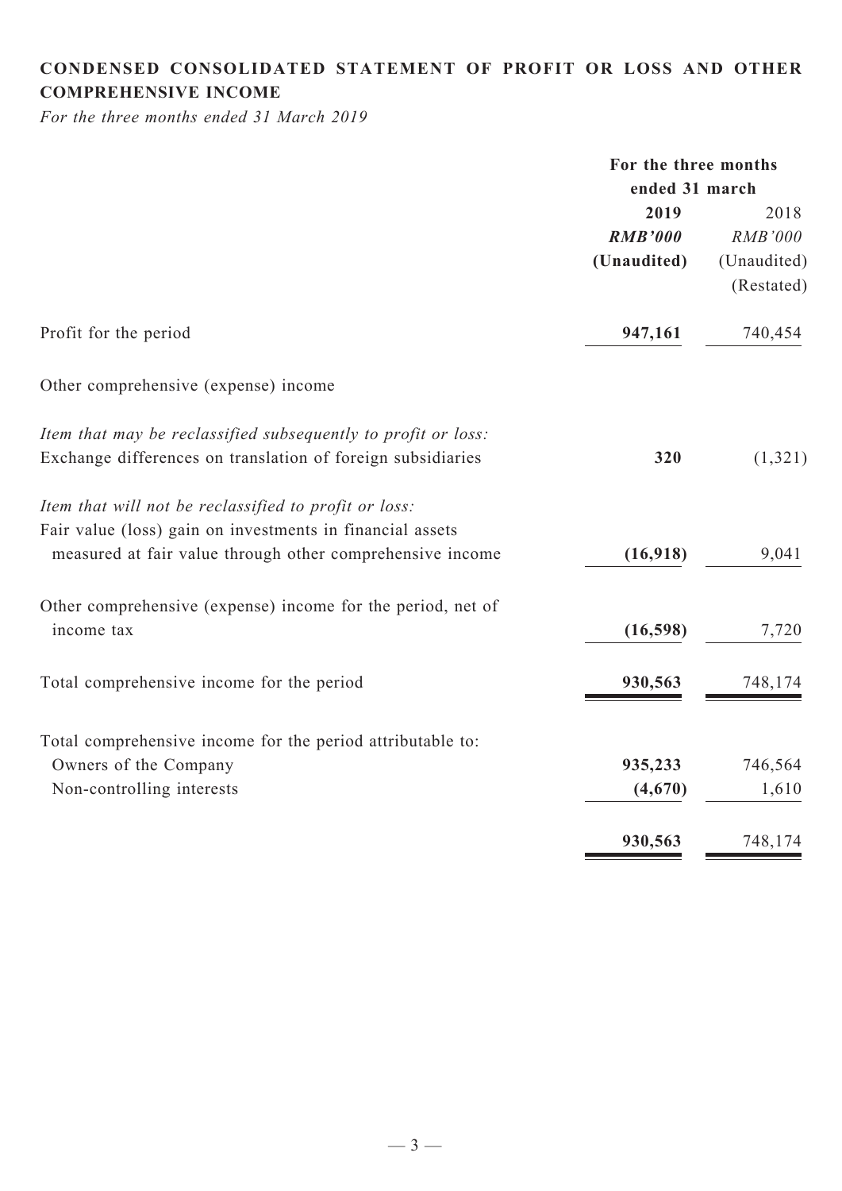## CONDENSED CONSOLIDATED STATEMENT OF PROFIT OR LOSS AND OTHER COMPREHENSIVE INCOME

*For the three months ended 31 March 2019*

| | For the three months ended 31 march | |
|---|---|---|
| | **2019** | 2018 |
| | ***RMB'000*** | *RMB'000* |
| | **(Unaudited)** | (Unaudited) |
| | | (Restated) |
| Profit for the period | **947,161** | 740,454 |
| Other comprehensive (expense) income | | |
| *Item that may be reclassified subsequently to profit or loss:* | | |
| Exchange differences on translation of foreign subsidiaries | **320** | (1,321) |
| *Item that will not be reclassified to profit or loss:* | | |
| Fair value (loss) gain on investments in financial assets measured at fair value through other comprehensive income | **(16,918)** | 9,041 |
| Other comprehensive (expense) income for the period, net of income tax | **(16,598)** | 7,720 |
| Total comprehensive income for the period | **930,563** | 748,174 |
| Total comprehensive income for the period attributable to: | | |
| Owners of the Company | **935,233** | 746,564 |
| Non-controlling interests | **(4,670)** | 1,610 |
| | **930,563** | 748,174 |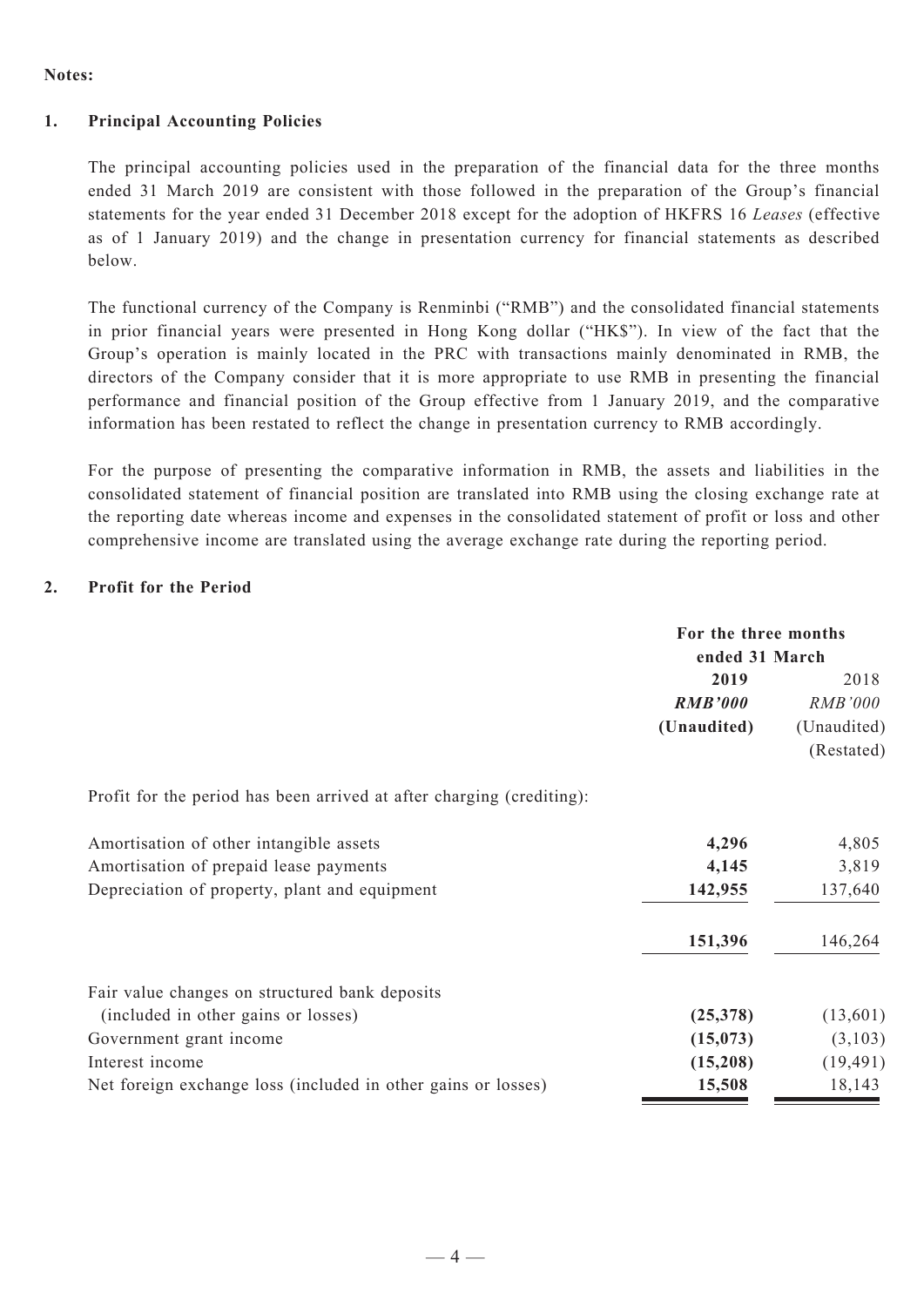**Notes:**

## 1. Principal Accounting Policies

The principal accounting policies used in the preparation of the financial data for the three months ended 31 March 2019 are consistent with those followed in the preparation of the Group's financial statements for the year ended 31 December 2018 except for the adoption of HKFRS 16 *Leases* (effective as of 1 January 2019) and the change in presentation currency for financial statements as described below.

The functional currency of the Company is Renminbi ("RMB") and the consolidated financial statements in prior financial years were presented in Hong Kong dollar ("HK$"). In view of the fact that the Group's operation is mainly located in the PRC with transactions mainly denominated in RMB, the directors of the Company consider that it is more appropriate to use RMB in presenting the financial performance and financial position of the Group effective from 1 January 2019, and the comparative information has been restated to reflect the change in presentation currency to RMB accordingly.

For the purpose of presenting the comparative information in RMB, the assets and liabilities in the consolidated statement of financial position are translated into RMB using the closing exchange rate at the reporting date whereas income and expenses in the consolidated statement of profit or loss and other comprehensive income are translated using the average exchange rate during the reporting period.

## 2. Profit for the Period

| | For the three months ended 31 March | |
|---|---|---|
| | **2019** | 2018 |
| | ***RMB'000*** | *RMB'000* |
| | **(Unaudited)** | (Unaudited) |
| | | (Restated) |
| Profit for the period has been arrived at after charging (crediting): | | |
| Amortisation of other intangible assets | **4,296** | 4,805 |
| Amortisation of prepaid lease payments | **4,145** | 3,819 |
| Depreciation of property, plant and equipment | **142,955** | 137,640 |
| | **151,396** | 146,264 |
| Fair value changes on structured bank deposits (included in other gains or losses) | **(25,378)** | (13,601) |
| Government grant income | **(15,073)** | (3,103) |
| Interest income | **(15,208)** | (19,491) |
| Net foreign exchange loss (included in other gains or losses) | **15,508** | 18,143 |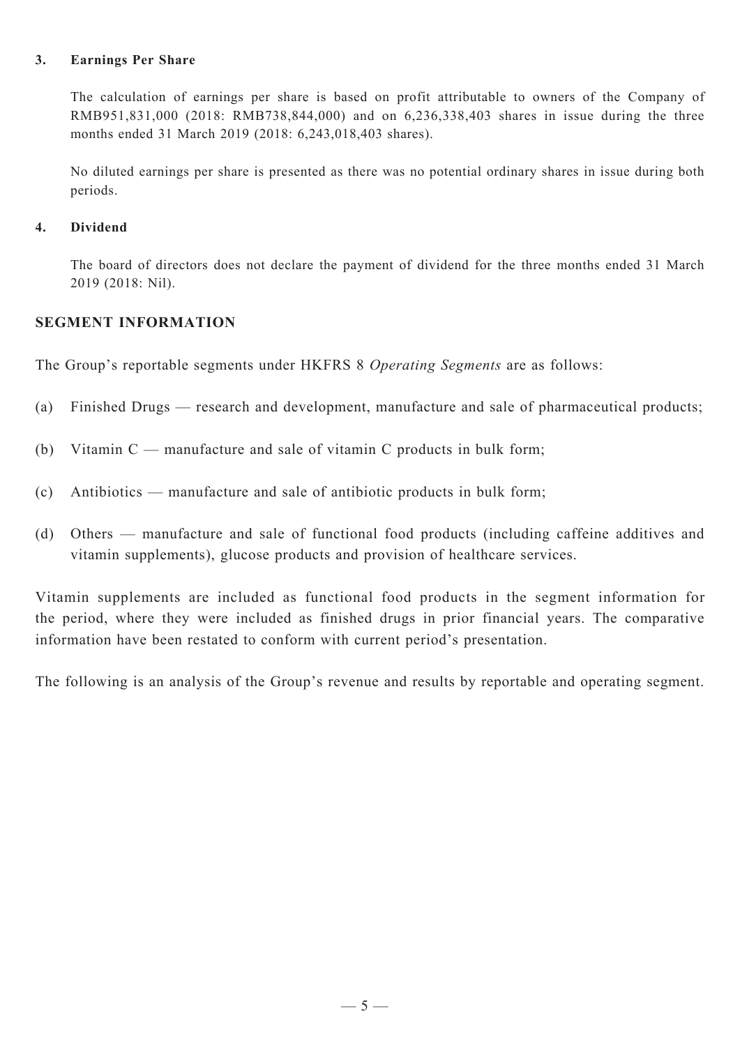**3. Earnings Per Share**

The calculation of earnings per share is based on profit attributable to owners of the Company of RMB951,831,000 (2018: RMB738,844,000) and on 6,236,338,403 shares in issue during the three months ended 31 March 2019 (2018: 6,243,018,403 shares).

No diluted earnings per share is presented as there was no potential ordinary shares in issue during both periods.

**4. Dividend**

The board of directors does not declare the payment of dividend for the three months ended 31 March 2019 (2018: Nil).

## SEGMENT INFORMATION

The Group's reportable segments under HKFRS 8 *Operating Segments* are as follows:

(a) Finished Drugs — research and development, manufacture and sale of pharmaceutical products;

(b) Vitamin C — manufacture and sale of vitamin C products in bulk form;

(c) Antibiotics — manufacture and sale of antibiotic products in bulk form;

(d) Others — manufacture and sale of functional food products (including caffeine additives and vitamin supplements), glucose products and provision of healthcare services.

Vitamin supplements are included as functional food products in the segment information for the period, where they were included as finished drugs in prior financial years. The comparative information have been restated to conform with current period's presentation.

The following is an analysis of the Group's revenue and results by reportable and operating segment.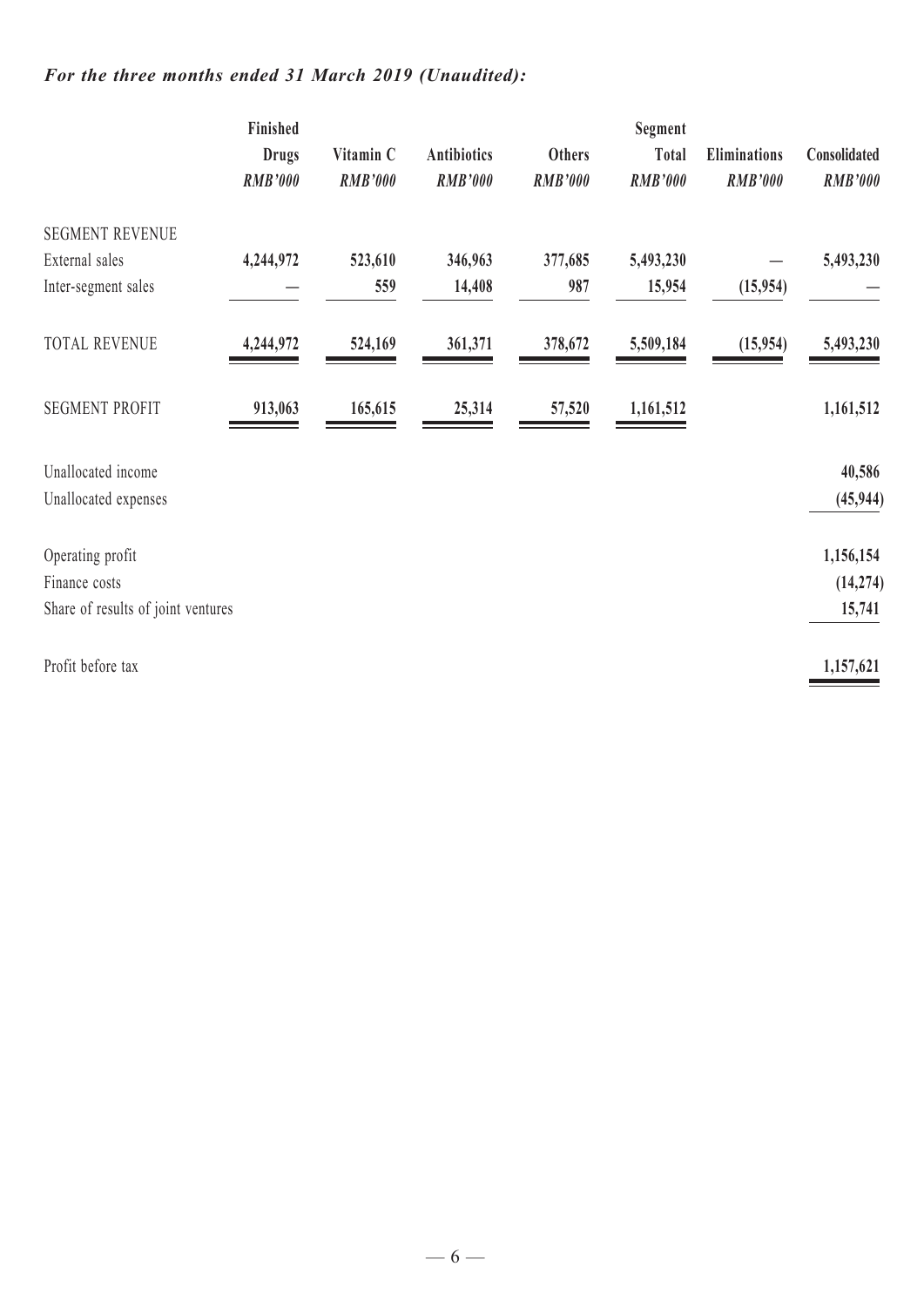***For the three months ended 31 March 2019 (Unaudited):***

| | Finished Drugs *RMB'000* | Vitamin C *RMB'000* | Antibiotics *RMB'000* | Others *RMB'000* | Segment Total *RMB'000* | Eliminations *RMB'000* | Consolidated *RMB'000* |
|---|---|---|---|---|---|---|---|
| SEGMENT REVENUE | | | | | | | |
| External sales | **4,244,972** | **523,610** | **346,963** | **377,685** | **5,493,230** | **—** | **5,493,230** |
| Inter-segment sales | **—** | **559** | **14,408** | **987** | **15,954** | **(15,954)** | **—** |
| TOTAL REVENUE | **4,244,972** | **524,169** | **361,371** | **378,672** | **5,509,184** | **(15,954)** | **5,493,230** |
| SEGMENT PROFIT | **913,063** | **165,615** | **25,314** | **57,520** | **1,161,512** | | **1,161,512** |
| Unallocated income | | | | | | | **40,586** |
| Unallocated expenses | | | | | | | **(45,944)** |
| Operating profit | | | | | | | **1,156,154** |
| Finance costs | | | | | | | **(14,274)** |
| Share of results of joint ventures | | | | | | | **15,741** |
| Profit before tax | | | | | | | **1,157,621** |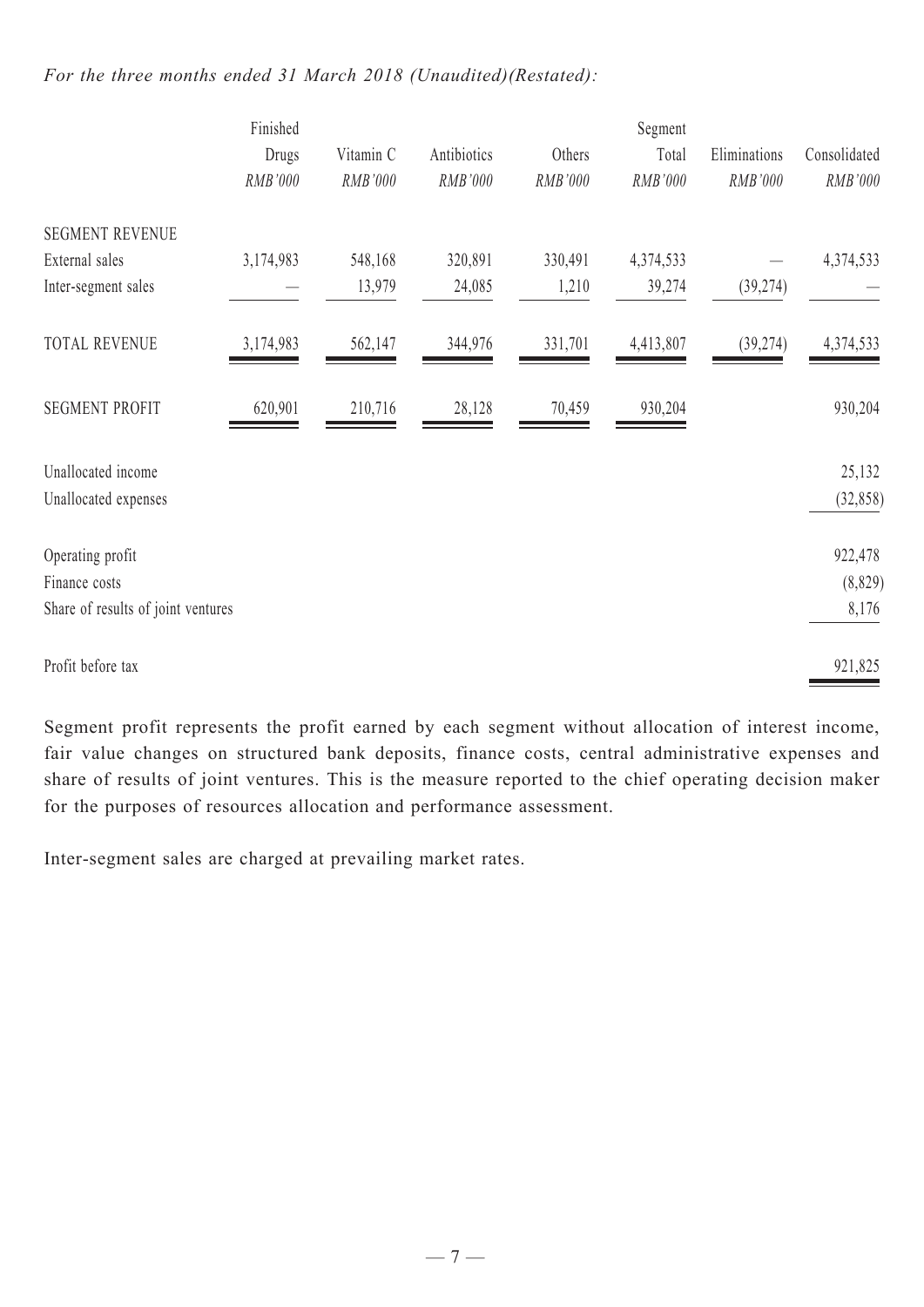*For the three months ended 31 March 2018 (Unaudited)(Restated):*

| | Finished Drugs | Vitamin C | Antibiotics | Others | Segment Total | Eliminations | Consolidated |
|---|---|---|---|---|---|---|---|
| | *RMB'000* | *RMB'000* | *RMB'000* | *RMB'000* | *RMB'000* | *RMB'000* | *RMB'000* |
| SEGMENT REVENUE | | | | | | | |
| External sales | 3,174,983 | 548,168 | 320,891 | 330,491 | 4,374,533 | — | 4,374,533 |
| Inter-segment sales | — | 13,979 | 24,085 | 1,210 | 39,274 | (39,274) | — |
| TOTAL REVENUE | 3,174,983 | 562,147 | 344,976 | 331,701 | 4,413,807 | (39,274) | 4,374,533 |
| SEGMENT PROFIT | 620,901 | 210,716 | 28,128 | 70,459 | 930,204 | | 930,204 |
| Unallocated income | | | | | | | 25,132 |
| Unallocated expenses | | | | | | | (32,858) |
| Operating profit | | | | | | | 922,478 |
| Finance costs | | | | | | | (8,829) |
| Share of results of joint ventures | | | | | | | 8,176 |
| Profit before tax | | | | | | | 921,825 |

Segment profit represents the profit earned by each segment without allocation of interest income, fair value changes on structured bank deposits, finance costs, central administrative expenses and share of results of joint ventures. This is the measure reported to the chief operating decision maker for the purposes of resources allocation and performance assessment.

Inter-segment sales are charged at prevailing market rates.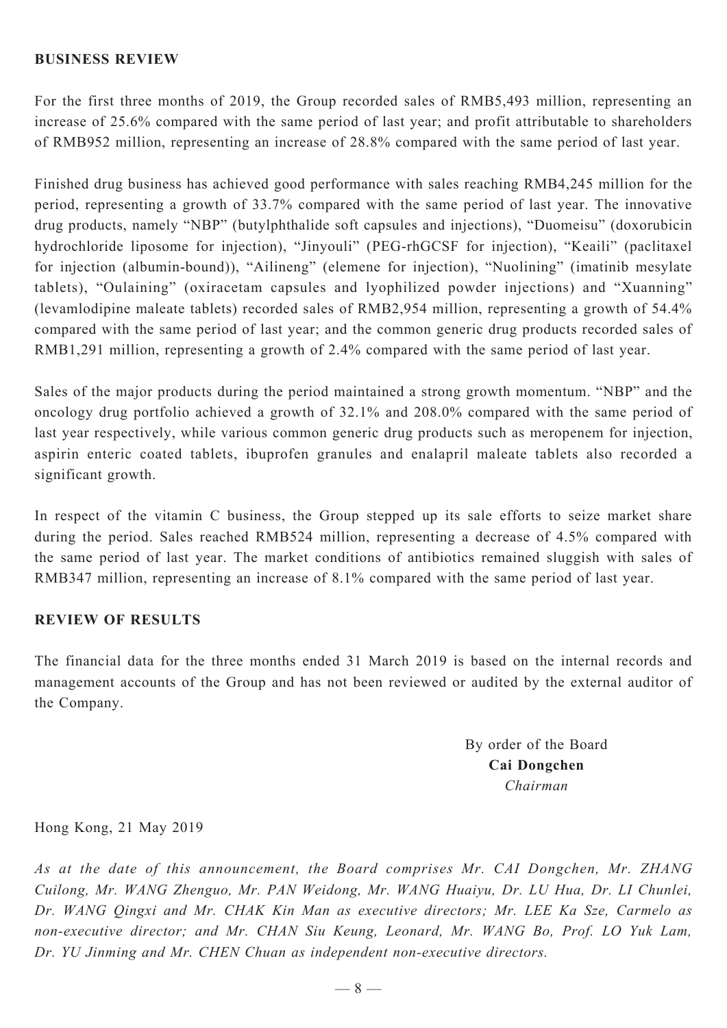## BUSINESS REVIEW

For the first three months of 2019, the Group recorded sales of RMB5,493 million, representing an increase of 25.6% compared with the same period of last year; and profit attributable to shareholders of RMB952 million, representing an increase of 28.8% compared with the same period of last year.

Finished drug business has achieved good performance with sales reaching RMB4,245 million for the period, representing a growth of 33.7% compared with the same period of last year. The innovative drug products, namely "NBP" (butylphthalide soft capsules and injections), "Duomeisu" (doxorubicin hydrochloride liposome for injection), "Jinyouli" (PEG-rhGCSF for injection), "Keaili" (paclitaxel for injection (albumin-bound)), "Ailineng" (elemene for injection), "Nuolining" (imatinib mesylate tablets), "Oulaining" (oxiracetam capsules and lyophilized powder injections) and "Xuanning" (levamlodipine maleate tablets) recorded sales of RMB2,954 million, representing a growth of 54.4% compared with the same period of last year; and the common generic drug products recorded sales of RMB1,291 million, representing a growth of 2.4% compared with the same period of last year.

Sales of the major products during the period maintained a strong growth momentum. "NBP" and the oncology drug portfolio achieved a growth of 32.1% and 208.0% compared with the same period of last year respectively, while various common generic drug products such as meropenem for injection, aspirin enteric coated tablets, ibuprofen granules and enalapril maleate tablets also recorded a significant growth.

In respect of the vitamin C business, the Group stepped up its sale efforts to seize market share during the period. Sales reached RMB524 million, representing a decrease of 4.5% compared with the same period of last year. The market conditions of antibiotics remained sluggish with sales of RMB347 million, representing an increase of 8.1% compared with the same period of last year.

## REVIEW OF RESULTS

The financial data for the three months ended 31 March 2019 is based on the internal records and management accounts of the Group and has not been reviewed or audited by the external auditor of the Company.

By order of the Board
**Cai Dongchen**
*Chairman*

Hong Kong, 21 May 2019

*As at the date of this announcement, the Board comprises Mr. CAI Dongchen, Mr. ZHANG Cuilong, Mr. WANG Zhenguo, Mr. PAN Weidong, Mr. WANG Huaiyu, Dr. LU Hua, Dr. LI Chunlei, Dr. WANG Qingxi and Mr. CHAK Kin Man as executive directors; Mr. LEE Ka Sze, Carmelo as non-executive director; and Mr. CHAN Siu Keung, Leonard, Mr. WANG Bo, Prof. LO Yuk Lam, Dr. YU Jinming and Mr. CHEN Chuan as independent non-executive directors.*